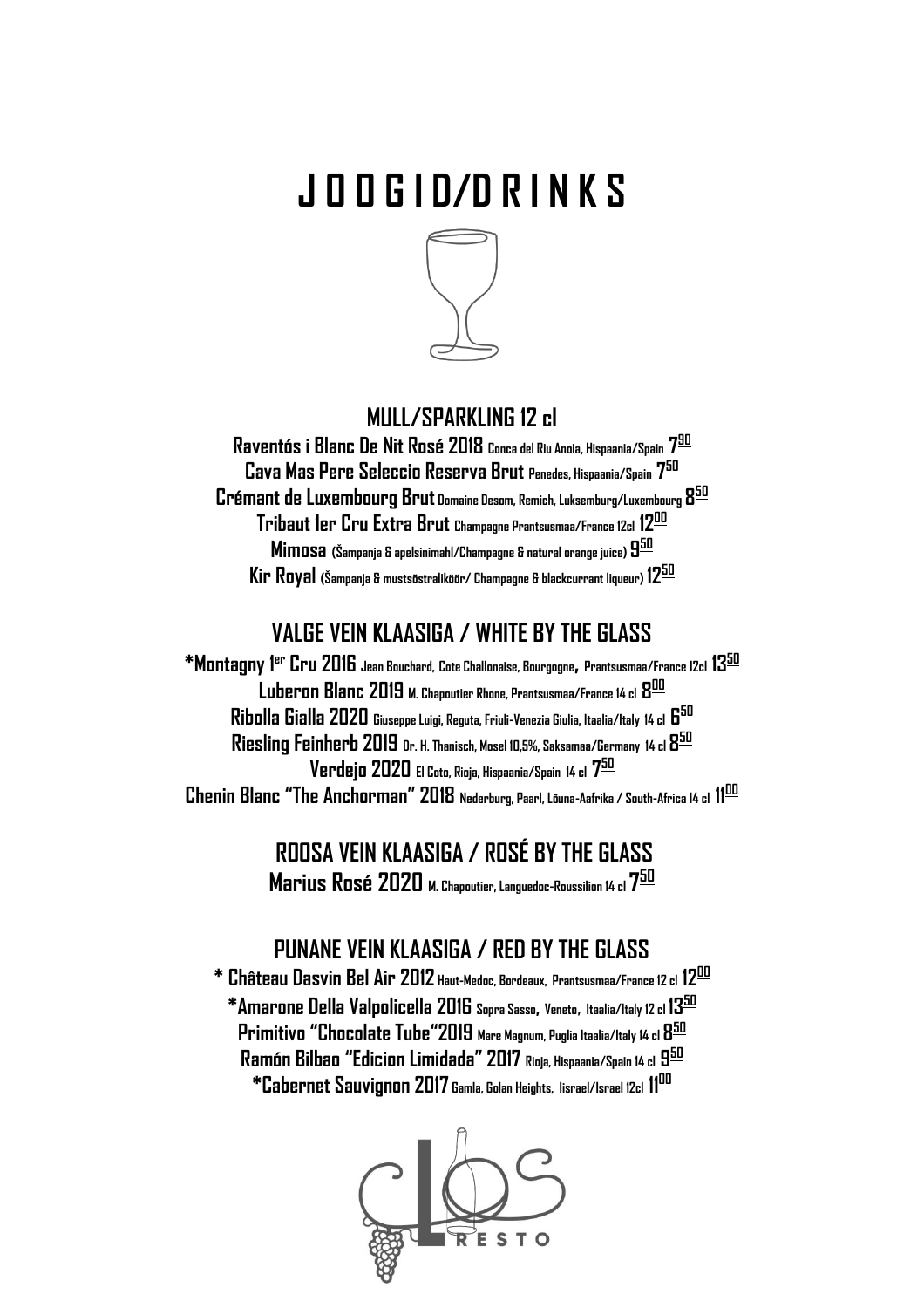# JOOGID/DRINKS

## MULL/SPARKLING 12 cl

**Raventós i Blanc De Nit Rosé 2018** Conca del Riu Anoia, Hispaania/Spain **7.90**

**Cava Mas Pere Seleccio Reserva Brut** Penedes, Hispaania/Spain **7.50**

**Crémant de Luxembourg Brut** Domaine Desom, Remich, Luksemburg/Luxembourg **8.50**

**Tribaut 1er Cru Extra Brut** Champagne Prantsusmaa/France 12cl **12.00**

**Mimosa** (Šampanja & apelsinimahl/Champagne & natural orange juice) **9.50**

**Kir Royal** (Šampanja & mustsõstraliköör/ Champagne & blackcurrant liqueur) **12.50**

## VALGE VEIN KLAASIGA / WHITE BY THE GLASS

**\*Montagny 1er Cru 2016** Jean Bouchard, Cote Challonaise, Bourgogne, Prantsusmaa/France 12cl **13.50**

**Luberon Blanc 2019** M. Chapoutier Rhone, Prantsusmaa/France 14 cl **8.00**

**Ribolla Gialla 2020** Giuseppe Luigi, Reguta, Friuli-Venezia Giulia, Itaalia/Italy 14 cl **6.50**

**Riesling Feinherb 2019** Dr. H. Thanisch, Mosel 10,5%, Saksamaa/Germany 14 cl **8.50**

**Verdejo 2020** El Coto, Rioja, Hispaania/Spain 14 cl **7.50**

**Chenin Blanc "The Anchorman" 2018** Nederburg, Paarl, Lõuna-Aafrika / South-Africa 14 cl **11.00**

## ROOSA VEIN KLAASIGA / ROSÉ BY THE GLASS

**Marius Rosé 2020** M. Chapoutier, Languedoc-Roussilion 14 cl **7.50**

## PUNANE VEIN KLAASIGA / RED BY THE GLASS

**\* Château Dasvin Bel Air 2012** Haut-Medoc, Bordeaux, Prantsusmaa/France 12 cl **12.00**

**\*Amarone Della Valpolicella 2016** Sopra Sasso, Veneto, Itaalia/Italy 12 cl **13.50**

**Primitivo "Chocolate Tube"2019** Mare Magnum, Puglia Itaalia/Italy 14 cl **8.50**

**Ramón Bilbao "Edicion Limidada" 2017** Rioja, Hispaania/Spain 14 cl **9.50**

**\*Cabernet Sauvignon 2017** Gamla, Golan Heights, Iisrael/Israel 12cl **11.00**

CLOS RESTO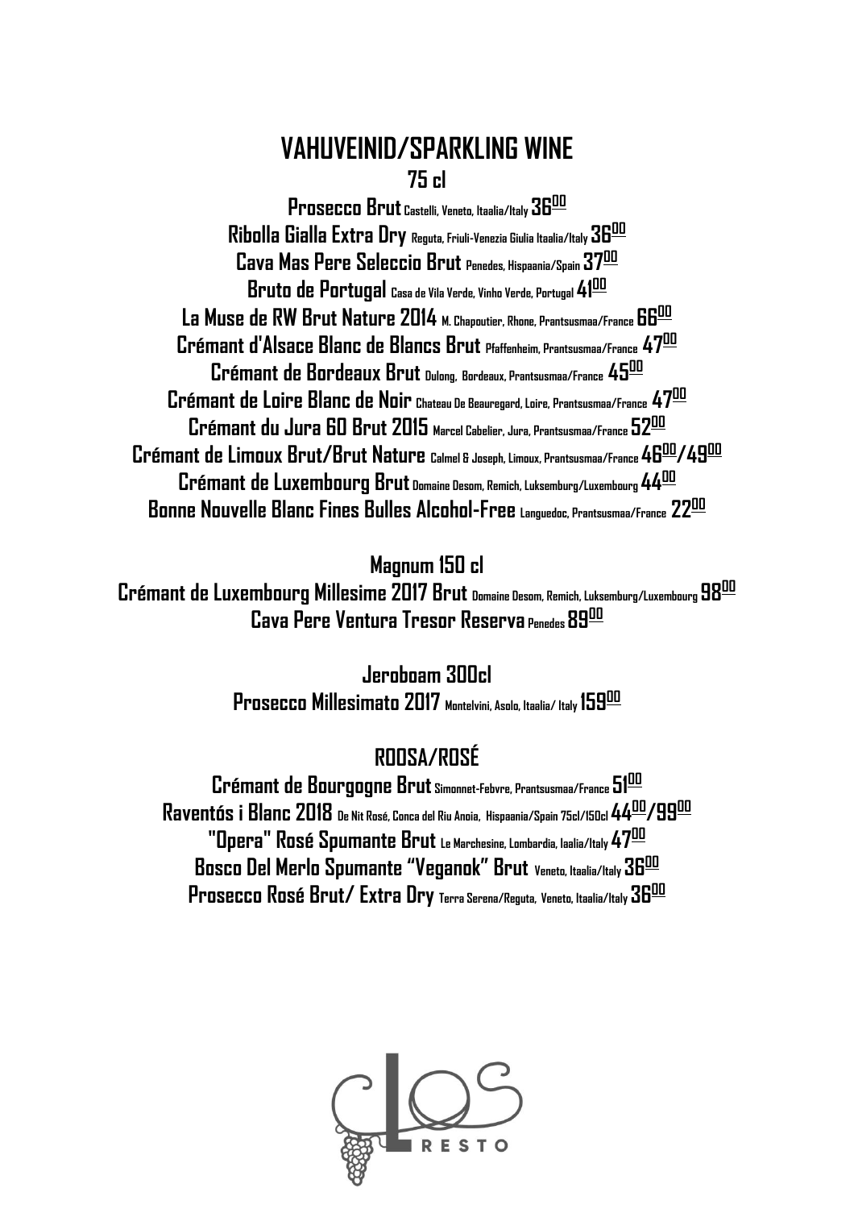# VAHUVEINID/SPARKLING WINE

### 75 cl

**Prosecco Brut** Castelli, Veneto, Itaalia/Italy **36.00**

**Ribolla Gialla Extra Dry** Reguta, Friuli-Venezia Giulia Itaalia/Italy **36.00**

**Cava Mas Pere Seleccio Brut** Penedes, Hispaania/Spain **37.00**

**Bruto de Portugal** Casa de Vila Verde, Vinho Verde, Portugal **41.00**

**La Muse de RW Brut Nature 2014** M. Chapoutier, Rhone, Prantsusmaa/France **66.00**

**Crémant d'Alsace Blanc de Blancs Brut** Pfaffenheim, Prantsusmaa/France **47.00**

**Crémant de Bordeaux Brut** Dulong, Bordeaux, Prantsusmaa/France **45.00**

**Crémant de Loire Blanc de Noir** Chateau De Beauregard, Loire, Prantsusmaa/France **47.00**

**Crémant du Jura 60 Brut 2015** Marcel Cabelier, Jura, Prantsusmaa/France **52.00**

**Crémant de Limoux Brut/Brut Nature** Calmel & Joseph, Limoux, Prantsusmaa/France **46.00/49.00**

**Crémant de Luxembourg Brut** Domaine Desom, Remich, Luksemburg/Luxembourg **44.00**

**Bonne Nouvelle Blanc Fines Bulles Alcohol-Free** Languedoc, Prantsusmaa/France **22.00**

### Magnum 150 cl

**Crémant de Luxembourg Millesime 2017 Brut** Domaine Desom, Remich, Luksemburg/Luxembourg **98.00**

**Cava Pere Ventura Tresor Reserva** Penedes **89.00**

### Jeroboam 300cl

**Prosecco Millesimato 2017** Montelvini, Asolo, Itaalia/ Italy **159.00**

## ROOSA/ROSÉ

**Crémant de Bourgogne Brut** Simonnet-Febvre, Prantsusmaa/France **51.00**

**Raventós i Blanc 2018** De Nit Rosé, Conca del Riu Anoia, Hispaania/Spain 75cl/150cl **44.00/99.00**

**"Opera" Rosé Spumante Brut** Le Marchesine, Lombardia, Iaalia/Italy **47.00**

**Bosco Del Merlo Spumante "Veganok" Brut** Veneto, Itaalia/Italy **36.00**

**Prosecco Rosé Brut/ Extra Dry** Terra Serena/Reguta, Veneto, Itaalia/Italy **36.00**

CLOS RESTO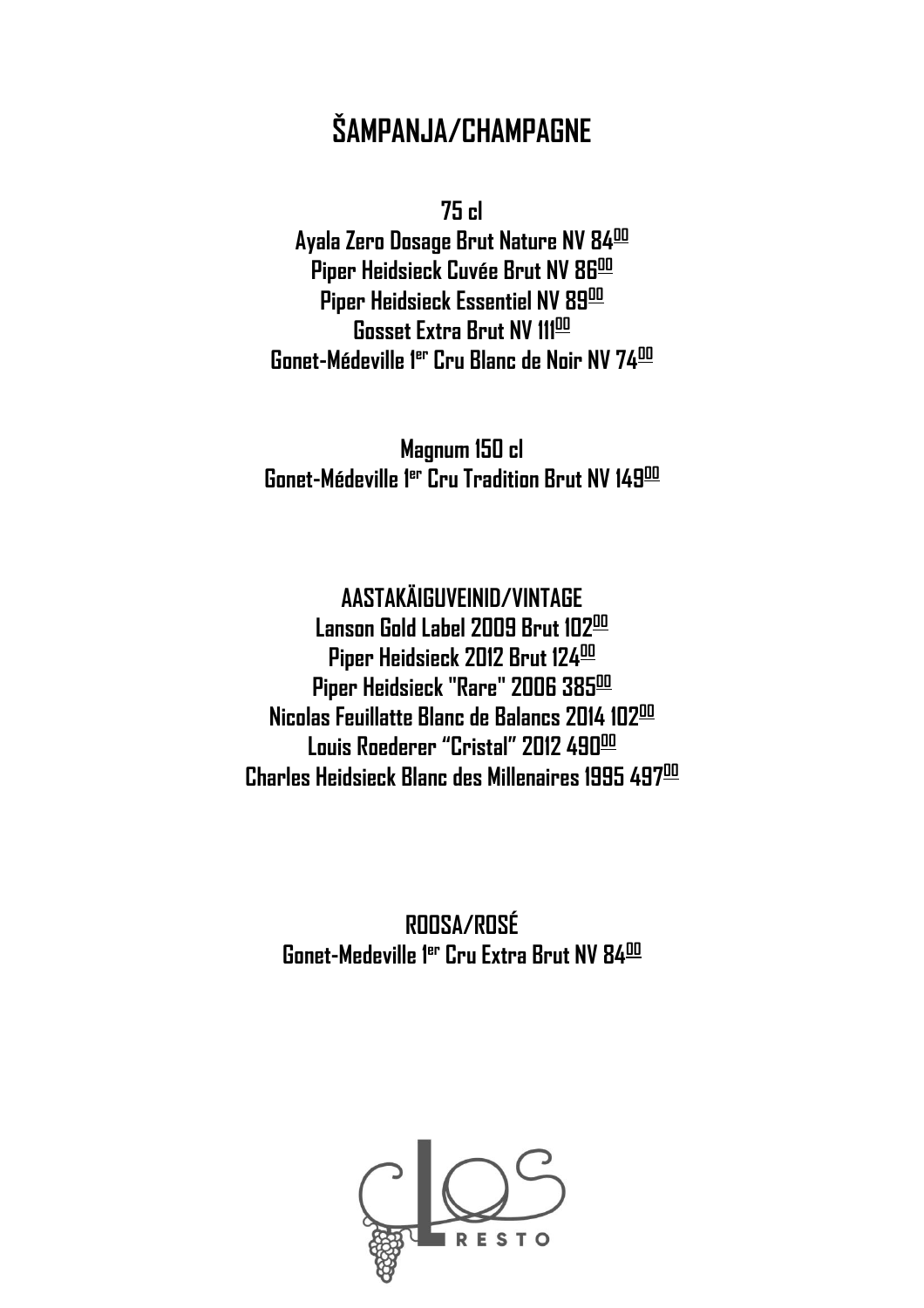# ŠAMPANJA/CHAMPAGNE

**75 cl**

**Ayala Zero Dosage Brut Nature NV 84[00]**
**Piper Heidsieck Cuvée Brut NV 86[00]**
**Piper Heidsieck Essentiel NV 89[00]**
**Gosset Extra Brut NV 111[00]**
**Gonet-Médeville 1er Cru Blanc de Noir NV 74[00]**

**Magnum 150 cl**

**Gonet-Médeville 1er Cru Tradition Brut NV 149[00]**

## AASTAKÄIGUVEINID/VINTAGE

**Lanson Gold Label 2009 Brut 102[00]**
**Piper Heidsieck 2012 Brut 124[00]**
**Piper Heidsieck "Rare" 2006 385[00]**
**Nicolas Feuillatte Blanc de Balancs 2014 102[00]**
**Louis Roederer "Cristal" 2012 490[00]**
**Charles Heidsieck Blanc des Millenaires 1995 497[00]**

## ROOSA/ROSÉ

**Gonet-Medeville 1er Cru Extra Brut NV 84[00]**

CLOS RESTO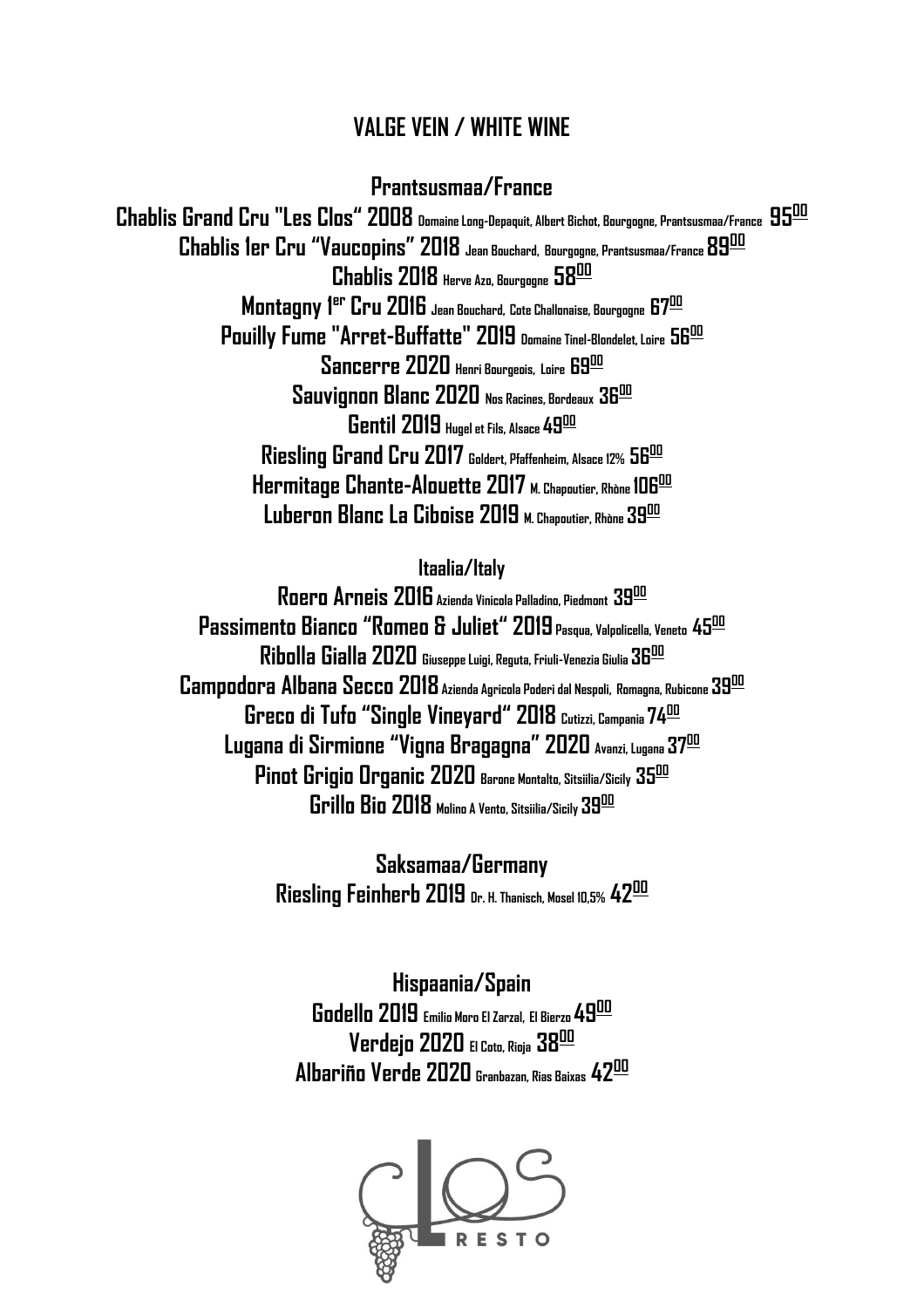## VALGE VEIN / WHITE WINE

### Prantsusmaa/France

**Chablis Grand Cru "Les Clos" 2008** Domaine Long-Depaquit, Albert Bichot, Bourgogne, Prantsusmaa/France **95.00**

**Chablis 1er Cru "Vaucopins" 2018** Jean Bouchard, Bourgogne, Prantsusmaa/France **89.00**

**Chablis 2018** Herve Azo, Bourgogne **58.00**

**Montagny 1er Cru 2016** Jean Bouchard, Cote Challonaise, Bourgogne **67.00**

**Pouilly Fume "Arret-Buffatte" 2019** Domaine Tinel-Blondelet, Loire **56.00**

**Sancerre 2020** Henri Bourgeois, Loire **69.00**

**Sauvignon Blanc 2020** Nos Racines, Bordeaux **36.00**

**Gentil 2019** Hugel et Fils, Alsace **49.00**

**Riesling Grand Cru 2017** Goldert, Pfaffenheim, Alsace 12% **56.00**

**Hermitage Chante-Alouette 2017** M. Chapoutier, Rhòne **106.00**

**Luberon Blanc La Ciboise 2019** M. Chapoutier, Rhòne **39.00**

### Itaalia/Italy

**Roero Arneis 2016** Azienda Vinicola Palladino, Piedmont **39.00**

**Passimento Bianco "Romeo & Juliet" 2019** Pasqua, Valpolicella, Veneto **45.00**

**Ribolla Gialla 2020** Giuseppe Luigi, Reguta, Friuli-Venezia Giulia **36.00**

**Campodora Albana Secco 2018** Azienda Agricola Poderi dal Nespoli, Romagna, Rubicone **39.00**

**Greco di Tufo "Single Vineyard" 2018** Cutizzi, Campania **74.00**

**Lugana di Sirmione "Vigna Bragagna" 2020** Avanzi, Lugana **37.00**

**Pinot Grigio Organic 2020** Barone Montalto, Sitsiilia/Sicily **35.00**

**Grillo Bio 2018** Molino A Vento, Sitsiilia/Sicily **39.00**

### Saksamaa/Germany

**Riesling Feinherb 2019** Dr. H. Thanisch, Mosel 10,5% **42.00**

### Hispaania/Spain

**Godello 2019** Emilio Moro El Zarzal, El Bierzo **49.00**

**Verdejo 2020** El Coto, Rioja **38.00**

**Albariño Verde 2020** Granbazan, Rias Baixas **42.00**

CLOS RESTO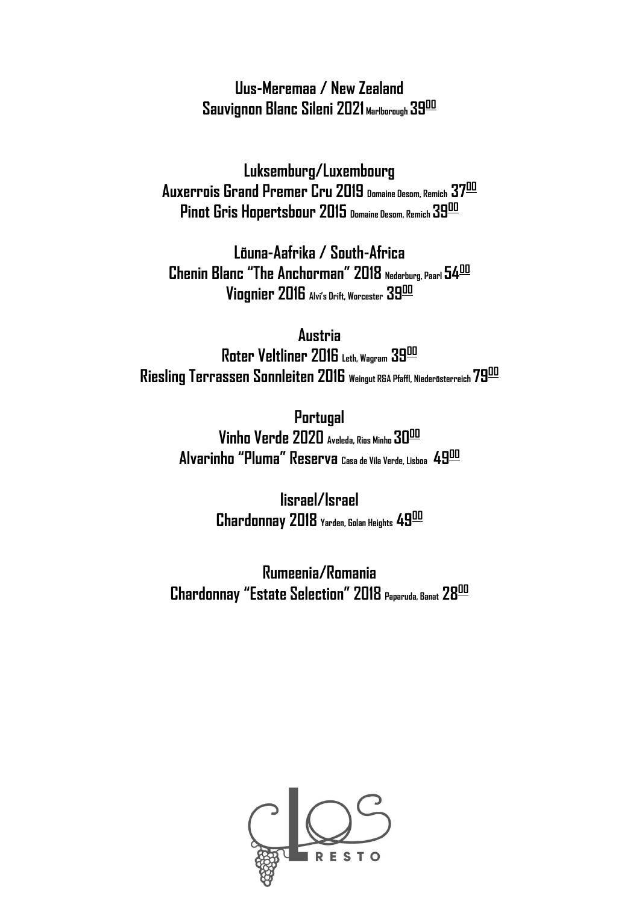## Uus-Meremaa / New Zealand

**Sauvignon Blanc Sileni 2021** Marlborough **39.00**

## Luksemburg/Luxembourg

**Auxerrois Grand Premer Cru 2019** Domaine Desom, Remich **37.00**

**Pinot Gris Hopertsbour 2015** Domaine Desom, Remich **39.00**

## Lõuna-Aafrika / South-Africa

**Chenin Blanc "The Anchorman" 2018** Nederburg, Paarl **54.00**

**Viognier 2016** Alvi's Drift, Worcester **39.00**

## Austria

**Roter Veltliner 2016** Leth, Wagram **39.00**

**Riesling Terrassen Sonnleiten 2016** Weingut R&A Pfaffl, Niederösterreich **79.00**

## Portugal

**Vinho Verde 2020** Aveleda, Rios Minho **30.00**

**Alvarinho "Pluma" Reserva** Casa de Vila Verde, Lisboa **49.00**

## Iisrael/Israel

**Chardonnay 2018** Yarden, Golan Heights **49.00**

## Rumeenia/Romania

**Chardonnay "Estate Selection" 2018** Paparuda, Banat **28.00**

CLOS RESTO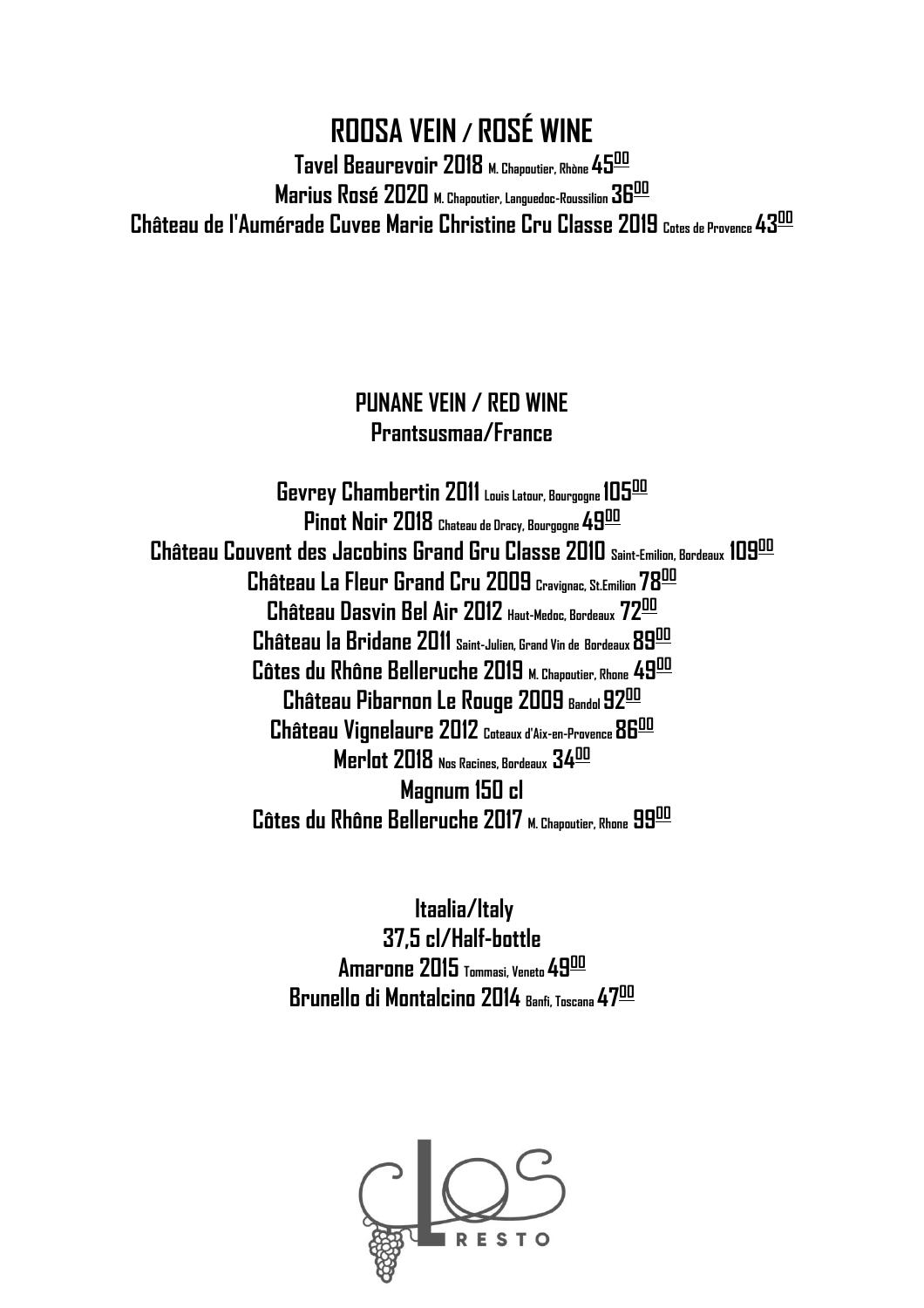## ROOSA VEIN / ROSÉ WINE

**Tavel Beaurevoir 2018** M. Chapoutier, Rhône **45.00**

**Marius Rosé 2020** M. Chapoutier, Languedoc-Roussilion **36.00**

**Château de l'Aumérade Cuvee Marie Christine Cru Classe 2019** Cotes de Provence **43.00**

## PUNANE VEIN / RED WINE

### Prantsusmaa/France

**Gevrey Chambertin 2011** Louis Latour, Bourgogne **105.00**

**Pinot Noir 2018** Chateau de Dracy, Bourgogne **49.00**

**Château Couvent des Jacobins Grand Gru Classe 2010** Saint-Emilion, Bordeaux **109.00**

**Château La Fleur Grand Cru 2009** Cravignac, St.Emilion **78.00**

**Château Dasvin Bel Air 2012** Haut-Medoc, Bordeaux **72.00**

**Château la Bridane 2011** Saint-Julien, Grand Vin de Bordeaux **89.00**

**Côtes du Rhône Belleruche 2019** M. Chapoutier, Rhone **49.00**

**Château Pibarnon Le Rouge 2009** Bandol **92.00**

**Château Vignelaure 2012** Coteaux d'Aix-en-Provence **86.00**

**Merlot 2018** Nos Racines, Bordeaux **34.00**

**Magnum 150 cl**

**Côtes du Rhône Belleruche 2017** M. Chapoutier, Rhone **99.00**

### Itaalia/Italy

**37,5 cl/Half-bottle**

**Amarone 2015** Tommasi, Veneto **49.00**

**Brunello di Montalcino 2014** Banfi, Toscana **47.00**

CLOS RESTO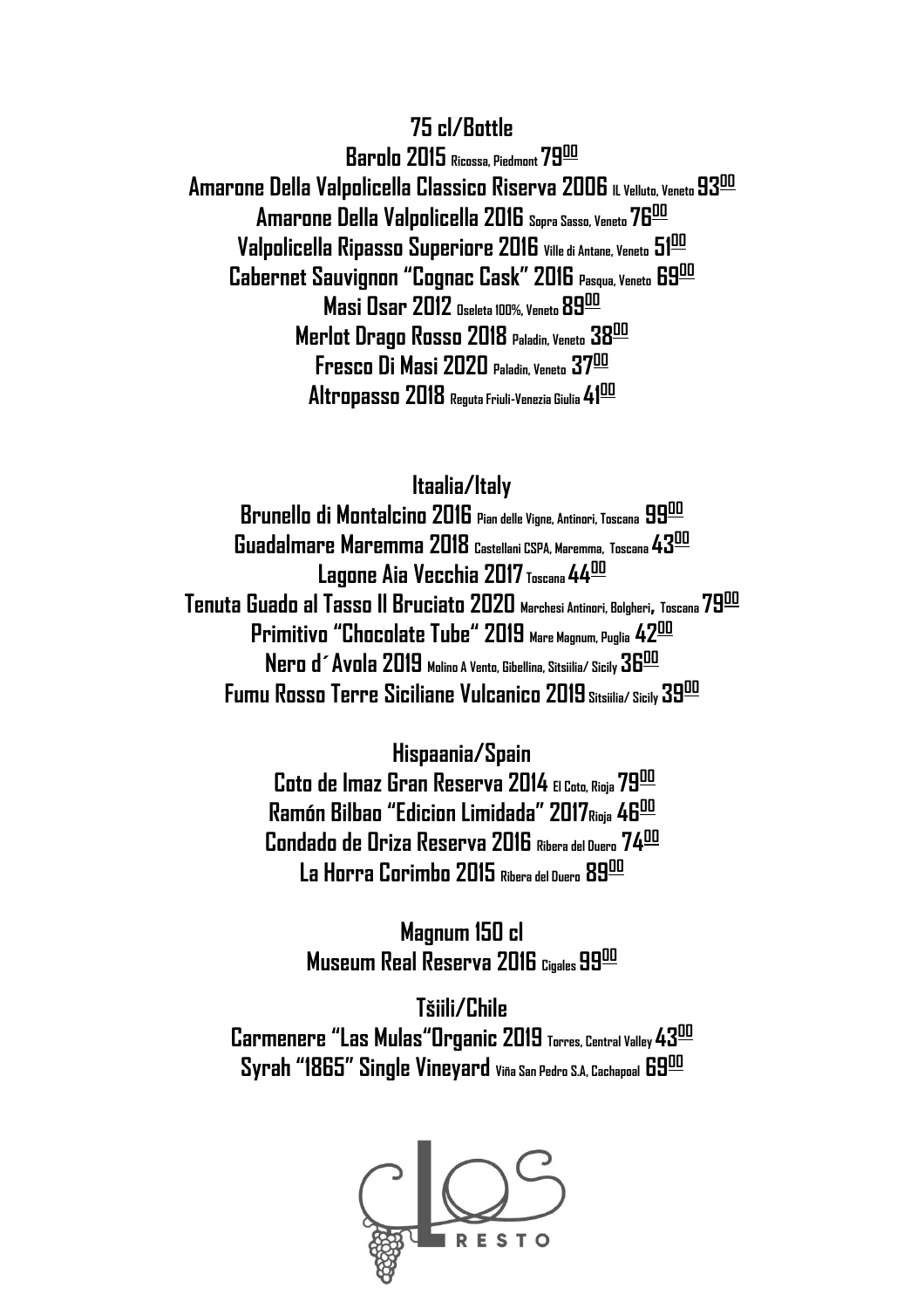## 75 cl/Bottle

**Barolo 2015** Ricossa, Piedmont **79.00**

**Amarone Della Valpolicella Classico Riserva 2006** IL Velluto, Veneto **93.00**

**Amarone Della Valpolicella 2016** Sopra Sasso, Veneto **76.00**

**Valpolicella Ripasso Superiore 2016** Ville di Antane, Veneto **51.00**

**Cabernet Sauvignon "Cognac Cask" 2016** Pasqua, Veneto **69.00**

**Masi Osar 2012** Oseleta 100%, Veneto **89.00**

**Merlot Drago Rosso 2018** Paladin, Veneto **38.00**

**Fresco Di Masi 2020** Paladin, Veneto **37.00**

**Altropasso 2018** Reguta Friuli-Venezia Giulia **41.00**

## Itaalia/Italy

**Brunello di Montalcino 2016** Pian delle Vigne, Antinori, Toscana **99.00**

**Guadalmare Maremma 2018** Castellani CSPA, Maremma, Toscana **43.00**

**Lagone Aia Vecchia 2017** Toscana **44.00**

**Tenuta Guado al Tasso Il Bruciato 2020** Marchesi Antinori, Bolgheri, Toscana **79.00**

**Primitivo "Chocolate Tube" 2019** Mare Magnum, Puglia **42.00**

**Nero d´Avola 2019** Molino A Vento, Gibellina, Sitsiilia/ Sicily **36.00**

**Fumu Rosso Terre Siciliane Vulcanico 2019** Sitsiilia/ Sicily **39.00**

## Hispaania/Spain

**Coto de Imaz Gran Reserva 2014** El Coto, Rioja **79.00**

**Ramón Bilbao "Edicion Limidada" 2017** Rioja **46.00**

**Condado de Oriza Reserva 2016** Ribera del Duero **74.00**

**La Horra Corimbo 2015** Ribera del Duero **89.00**

## Magnum 150 cl

**Museum Real Reserva 2016** Cigales **99.00**

## Tšiili/Chile

**Carmenere "Las Mulas" Organic 2019** Torres, Central Valley **43.00**

**Syrah "1865" Single Vineyard** Viña San Pedro S.A, Cachapoal **69.00**

CLOS RESTO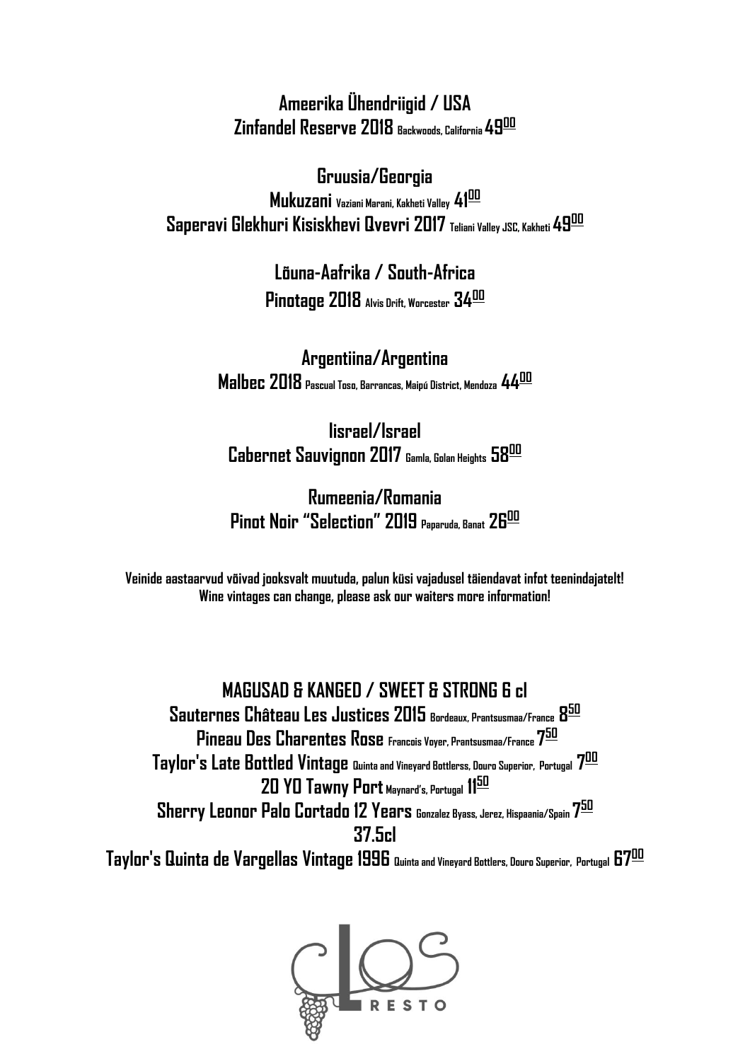**Ameerika Ühendriigid / USA**

**Zinfandel Reserve 2018** Backwoods, California **49.00**

**Gruusia/Georgia**

**Mukuzani** Vaziani Marani, Kakheti Valley **41.00**

**Saperavi Glekhuri Kisiskhevi Qvevri 2017** Teliani Valley JSC, Kakheti **49.00**

**Lõuna-Aafrika / South-Africa**

**Pinotage 2018** Alvis Drift, Worcester **34.00**

**Argentiina/Argentina**

**Malbec 2018** Pascual Toso, Barrancas, Maipú District, Mendoza **44.00**

**Iisrael/Israel**

**Cabernet Sauvignon 2017** Gamla, Golan Heights **58.00**

**Rumeenia/Romania**

**Pinot Noir "Selection" 2019** Paparuda, Banat **26.00**

**Veinide aastaarvud võivad jooksvalt muutuda, palun küsi vajadusel täiendavat infot teenindajatelt!**
**Wine vintages can change, please ask our waiters more information!**

**MAGUSAD & KANGED / SWEET & STRONG 6 cl**

**Sauternes Château Les Justices 2015** Bordeaux, Prantsusmaa/France **8.50**

**Pineau Des Charentes Rose** Francois Voyer, Prantsusmaa/France **7.50**

**Taylor's Late Bottled Vintage** Quinta and Vineyard Bottlerss, Douro Superior, Portugal **7.00**

**20 YO Tawny Port** Maynard's, Portugal **11.50**

**Sherry Leonor Palo Cortado 12 Years** Gonzalez Byass, Jerez, Hispaania/Spain **7.50**

**37.5cl**

**Taylor's Quinta de Vargellas Vintage 1996** Quinta and Vineyard Bottlers, Douro Superior, Portugal **67.00**

CLOS RESTO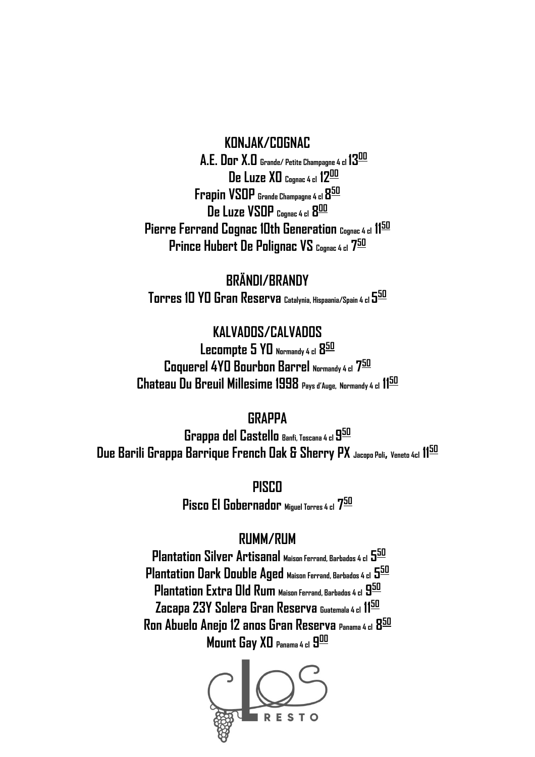## KONJAK/COGNAC

**A.E. Dor X.O** Grande/ Petite Champagne 4 cl **13.00**

**De Luze XO** Cognac 4 cl **12.00**

**Frapin VSOP** Grande Champagne 4 cl **8.50**

**De Luze VSOP** Cognac 4 cl **8.00**

**Pierre Ferrand Cognac 10th Generation** Cognac 4 cl **11.50**

**Prince Hubert De Polignac VS** Cognac 4 cl **7.50**

## BRÄNDI/BRANDY

**Torres 10 YO Gran Reserva** Catalynia, Hispaania/Spain 4 cl **5.50**

## KALVADOS/CALVADOS

**Lecompte 5 YO** Normandy 4 cl **8.50**

**Coquerel 4YO Bourbon Barrel** Normandy 4 cl **7.50**

**Chateau Du Breuil Millesime 1998** Pays d'Auge, Normandy 4 cl **11.50**

## GRAPPA

**Grappa del Castello** Banfi, Toscana 4 cl **9.50**

**Due Barili Grappa Barrique French Oak & Sherry PX** Jacopo Poli, Veneto 4cl **11.50**

## PISCO

**Pisco El Gobernador** Miguel Torres 4 cl **7.50**

## RUMM/RUM

**Plantation Silver Artisanal** Maison Ferrand, Barbados 4 cl **5.50**

**Plantation Dark Double Aged** Maison Ferrand, Barbados 4 cl **5.50**

**Plantation Extra Old Rum** Maison Ferrand, Barbados 4 cl **9.50**

**Zacapa 23Y Solera Gran Reserva** Guatemala 4 cl **11.50**

**Ron Abuelo Anejo 12 anos Gran Reserva** Panama 4 cl **8.50**

**Mount Gay XO** Panama 4 cl **9.00**

CLOS RESTO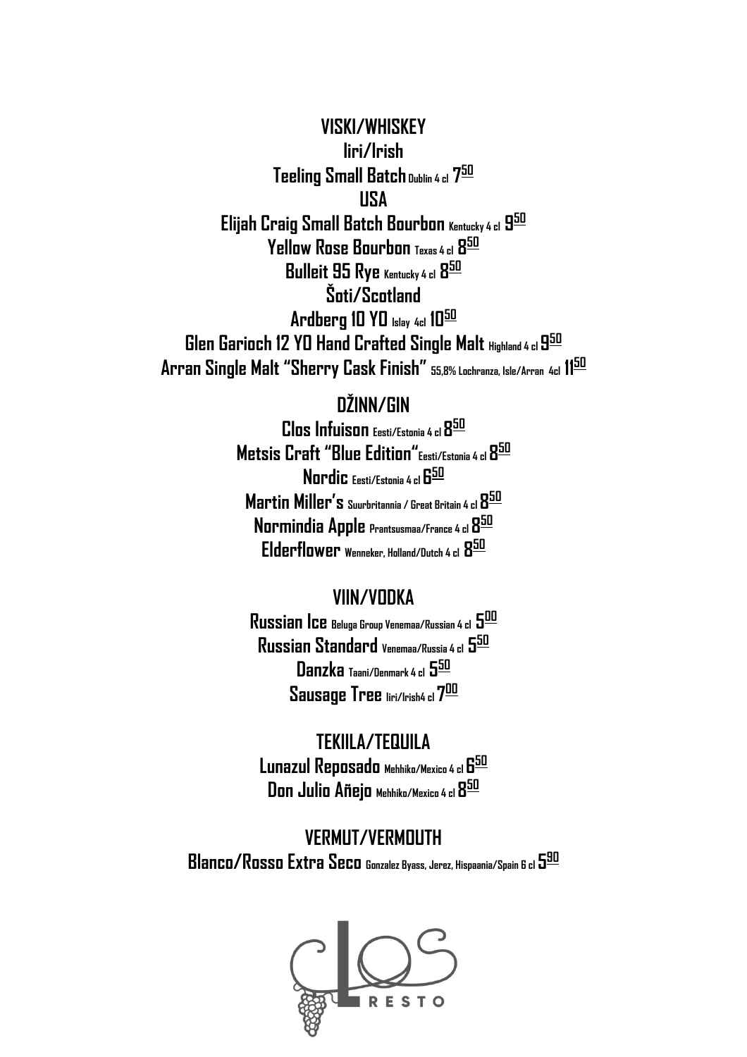## VISKI/WHISKEY

### Iiri/Irish

**Teeling Small Batch** Dublin 4 cl **7.50**

### USA

**Elijah Craig Small Batch Bourbon** Kentucky 4 cl **9.50**

**Yellow Rose Bourbon** Texas 4 cl **8.50**

**Bulleit 95 Rye** Kentucky 4 cl **8.50**

### Šoti/Scotland

**Ardberg 10 YO** Islay 4cl **10.50**

**Glen Garioch 12 YO Hand Crafted Single Malt** Highland 4 cl **9.50**

**Arran Single Malt "Sherry Cask Finish"** 55,8% Lochranza, Isle/Arran 4cl **11.50**

## DŽINN/GIN

**Clos Infuison** Eesti/Estonia 4 cl **8.50**

**Metsis Craft "Blue Edition"** Eesti/Estonia 4 cl **8.50**

**Nordic** Eesti/Estonia 4 cl **6.50**

**Martin Miller's** Suurbritannia / Great Britain 4 cl **8.50**

**Normindia Apple** Prantsusmaa/France 4 cl **8.50**

**Elderflower** Wenneker, Holland/Dutch 4 cl **8.50**

## VIIN/VODKA

**Russian Ice** Beluga Group Venemaa/Russian 4 cl **5.00**

**Russian Standard** Venemaa/Russia 4 cl **5.50**

**Danzka** Taani/Denmark 4 cl **5.50**

**Sausage Tree** Iiri/Irish4 cl **7.00**

## TEKIILA/TEQUILA

**Lunazul Reposado** Mehhiko/Mexico 4 cl **6.50**

**Don Julio Añejo** Mehhiko/Mexico 4 cl **8.50**

## VERMUT/VERMOUTH

**Blanco/Rosso Extra Seco** Gonzalez Byass, Jerez, Hispaania/Spain 6 cl **5.90**

CLOS RESTO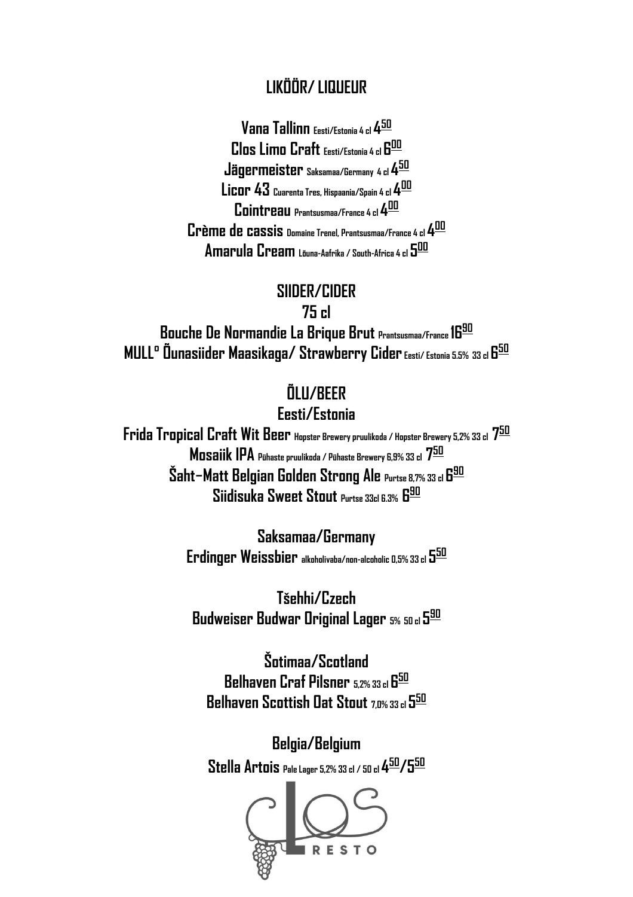## LIKÖÖR/ LIQUEUR

**Vana Tallinn** Eesti/Estonia 4 cl **4.50**
**Clos Limo Craft** Eesti/Estonia 4 cl **6.00**
**Jägermeister** Saksamaa/Germany 4 cl **4.50**
**Licor 43** Cuarenta Tres, Hispaania/Spain 4 cl **4.00**
**Cointreau** Prantsusmaa/France 4 cl **4.00**
**Crème de cassis** Domaine Trenel, Prantsusmaa/France 4 cl **4.00**
**Amarula Cream** Lõuna-Aafrika / South-Africa 4 cl **5.00**

## SIIDER/CIDER

### 75 cl

**Bouche De Normandie La Brique Brut** Prantsusmaa/France **16.90**
**MULL° Õunasiider Maasikaga/ Strawberry Cider** Eesti/ Estonia 5.5% 33 cl **6.50**

## ÕLU/BEER

### Eesti/Estonia

**Frida Tropical Craft Wit Beer** Hopster Brewery pruulikoda / Hopster Brewery 5,2% 33 cl **7.50**
**Mosaiik IPA** Pühaste pruulikoda / Pühaste Brewery 6,9% 33 cl **7.50**
**Šaht–Matt Belgian Golden Strong Ale** Purtse 8,7% 33 cl **6.90**
**Siidisuka Sweet Stout** Purtse 33cl 6.3% **6.90**

### Saksamaa/Germany

**Erdinger Weissbier** alkoholivaba/non-alcoholic 0,5% 33 cl **5.50**

### Tšehhi/Czech

**Budweiser Budwar Original Lager** 5% 50 cl **5.90**

### Šotimaa/Scotland

**Belhaven Craf Pilsner** 5,2% 33 cl **6.50**
**Belhaven Scottish Oat Stout** 7,0% 33 cl **5.50**

### Belgia/Belgium

**Stella Artois** Pale Lager 5,2% 33 cl / 50 cl **4.50/5.50**

CLOS RESTO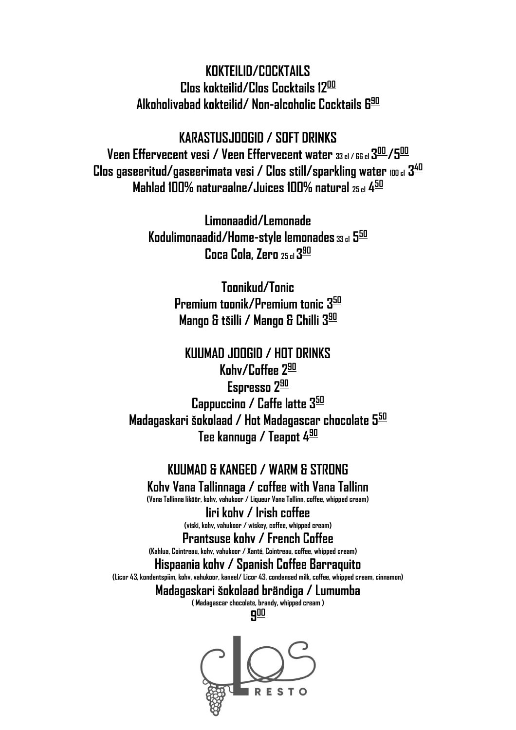## KOKTEILID/COCKTAILS

**Clos kokteilid/Clos Cocktails 12.00**

**Alkoholivabad kokteilid/ Non-alcoholic Cocktails 6.90**

## KARASTUSJOOGID / SOFT DRINKS

**Veen Effervecent vesi / Veen Effervecent water 33 cl / 66 cl 3.00 /5.00**

**Clos gaseeritud/gaseerimata vesi / Clos still/sparkling water 100 cl 3.40**

**Mahlad 100% naturaalne/Juices 100% natural 25 cl 4.50**

### Limonaadid/Lemonade

**Kodulimonaadid/Home-style lemonades 33 cl 5.50**

**Coca Cola, Zero 25 cl 3.90**

### Toonikud/Tonic

**Premium toonik/Premium tonic 3.50**

**Mango & tšilli / Mango & Chilli 3.90**

## KUUMAD JOOGID / HOT DRINKS

**Kohv/Coffee 2.90**

**Espresso 2.90**

**Cappuccino / Caffe latte 3.50**

**Madagaskari šokolaad / Hot Madagascar chocolate 5.50**

**Tee kannuga / Teapot 4.90**

## KUUMAD & KANGED / WARM & STRONG

**Kohv Vana Tallinnaga / coffee with Vana Tallinn**
(Vana Tallinna liköör, kohv, vahukoor / Liqueur Vana Tallinn, coffee, whipped cream)

**Iiri kohv / Irish coffee**
(viski, kohv, vahukoor / wiskey, coffee, whipped cream)

**Prantsuse kohv / French Coffee**
(Kahlua, Cointreau, kohv, vahukoor / Xanté, Cointreau, coffee, whipped cream)

**Hispaania kohv / Spanish Coffee Barraquito**
(Licor 43, kondentspiim, kohv, vahukoor, kaneel/ Licor 43, condensed milk, coffee, whipped cream, cinnamon)

**Madagaskari šokolaad brändiga / Lumumba**
( Madagascar chocolate, brandy, whipped cream )

**9.00**

CLOS RESTO